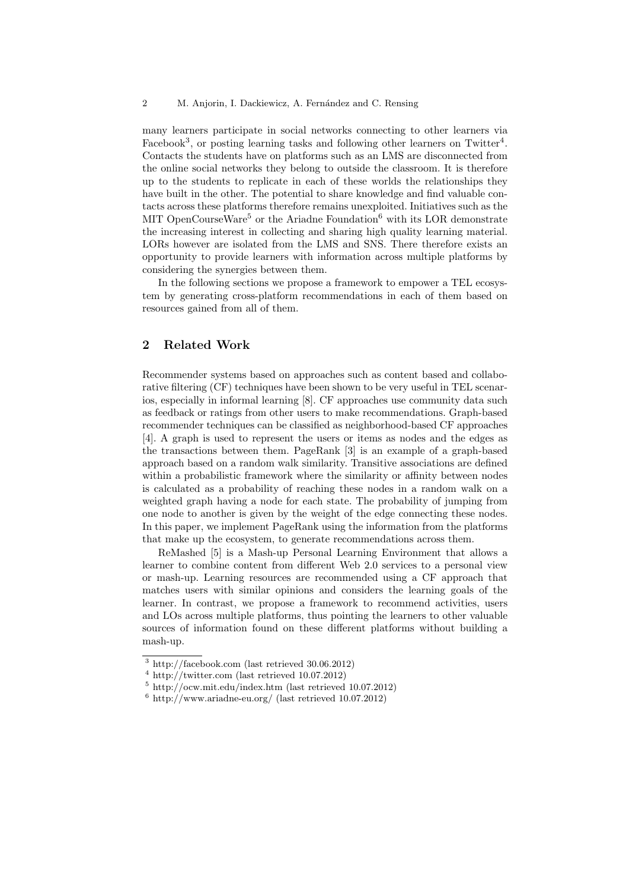many learners participate in social networks connecting to other learners via Facebook[3], or posting learning tasks and following other learners on Twitter[4]. Contacts the students have on platforms such as an LMS are disconnected from the online social networks they belong to outside the classroom. It is therefore up to the students to replicate in each of these worlds the relationships they have built in the other. The potential to share knowledge and find valuable contacts across these platforms therefore remains unexploited. Initiatives such as the MIT OpenCourseWare[5] or the Ariadne Foundation[6] with its LOR demonstrate the increasing interest in collecting and sharing high quality learning material. LORs however are isolated from the LMS and SNS. There therefore exists an opportunity to provide learners with information across multiple platforms by considering the synergies between them.

In the following sections we propose a framework to empower a TEL ecosystem by generating cross-platform recommendations in each of them based on resources gained from all of them.

## 2 Related Work

Recommender systems based on approaches such as content based and collaborative filtering (CF) techniques have been shown to be very useful in TEL scenarios, especially in informal learning [8]. CF approaches use community data such as feedback or ratings from other users to make recommendations. Graph-based recommender techniques can be classified as neighborhood-based CF approaches [4]. A graph is used to represent the users or items as nodes and the edges as the transactions between them. PageRank [3] is an example of a graph-based approach based on a random walk similarity. Transitive associations are defined within a probabilistic framework where the similarity or affinity between nodes is calculated as a probability of reaching these nodes in a random walk on a weighted graph having a node for each state. The probability of jumping from one node to another is given by the weight of the edge connecting these nodes. In this paper, we implement PageRank using the information from the platforms that make up the ecosystem, to generate recommendations across them.

ReMashed [5] is a Mash-up Personal Learning Environment that allows a learner to combine content from different Web 2.0 services to a personal view or mash-up. Learning resources are recommended using a CF approach that matches users with similar opinions and considers the learning goals of the learner. In contrast, we propose a framework to recommend activities, users and LOs across multiple platforms, thus pointing the learners to other valuable sources of information found on these different platforms without building a mash-up.

---

[3] http://facebook.com (last retrieved 30.06.2012)

[4] http://twitter.com (last retrieved 10.07.2012)

[5] http://ocw.mit.edu/index.htm (last retrieved 10.07.2012)

[6] http://www.ariadne-eu.org/ (last retrieved 10.07.2012)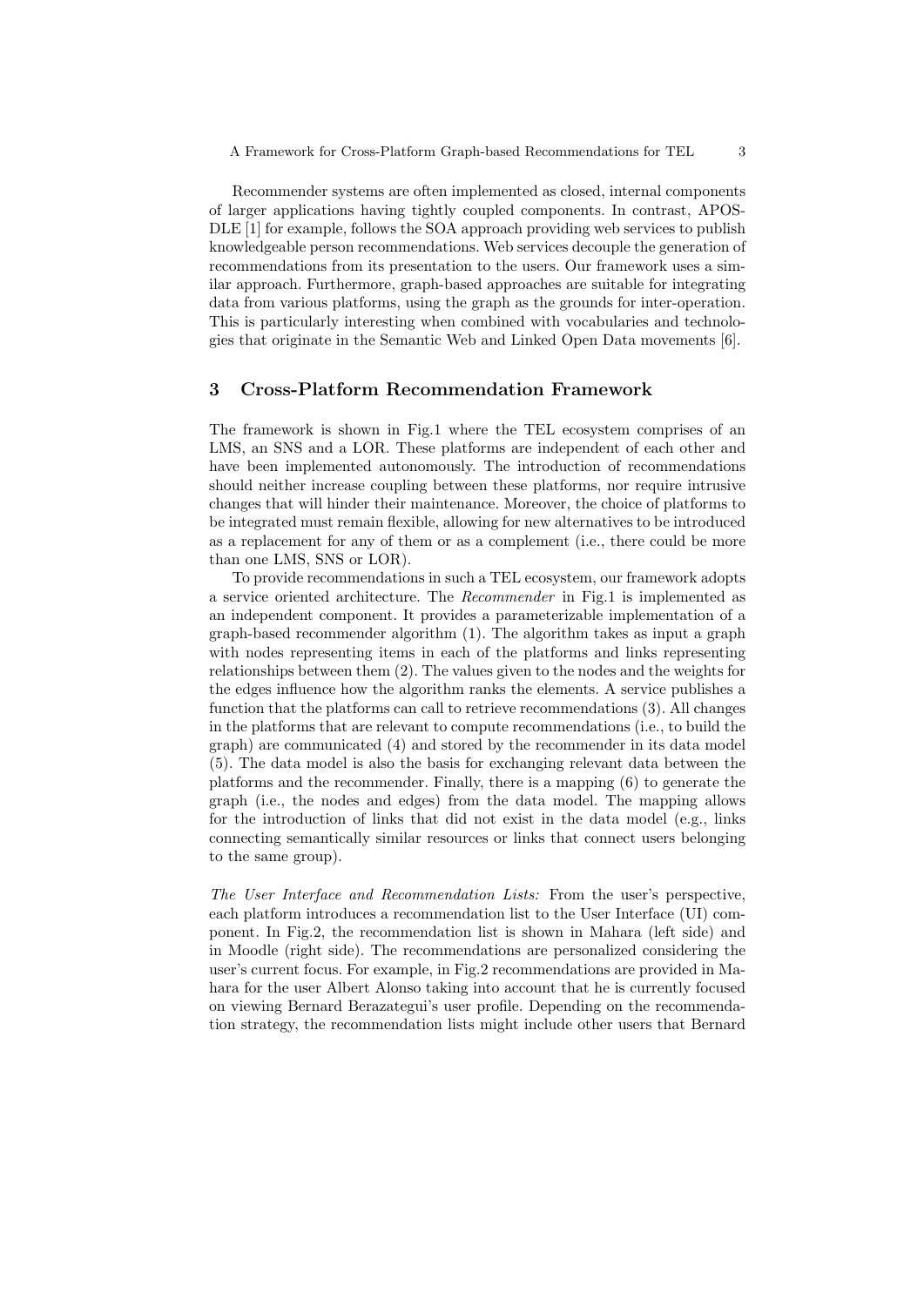Recommender systems are often implemented as closed, internal components of larger applications having tightly coupled components. In contrast, APOSDLE [1] for example, follows the SOA approach providing web services to publish knowledgeable person recommendations. Web services decouple the generation of recommendations from its presentation to the users. Our framework uses a similar approach. Furthermore, graph-based approaches are suitable for integrating data from various platforms, using the graph as the grounds for inter-operation. This is particularly interesting when combined with vocabularies and technologies that originate in the Semantic Web and Linked Open Data movements [6].

## 3 Cross-Platform Recommendation Framework

The framework is shown in Fig.1 where the TEL ecosystem comprises of an LMS, an SNS and a LOR. These platforms are independent of each other and have been implemented autonomously. The introduction of recommendations should neither increase coupling between these platforms, nor require intrusive changes that will hinder their maintenance. Moreover, the choice of platforms to be integrated must remain flexible, allowing for new alternatives to be introduced as a replacement for any of them or as a complement (i.e., there could be more than one LMS, SNS or LOR).

To provide recommendations in such a TEL ecosystem, our framework adopts a service oriented architecture. The *Recommender* in Fig.1 is implemented as an independent component. It provides a parameterizable implementation of a graph-based recommender algorithm (1). The algorithm takes as input a graph with nodes representing items in each of the platforms and links representing relationships between them (2). The values given to the nodes and the weights for the edges influence how the algorithm ranks the elements. A service publishes a function that the platforms can call to retrieve recommendations (3). All changes in the platforms that are relevant to compute recommendations (i.e., to build the graph) are communicated (4) and stored by the recommender in its data model (5). The data model is also the basis for exchanging relevant data between the platforms and the recommender. Finally, there is a mapping (6) to generate the graph (i.e., the nodes and edges) from the data model. The mapping allows for the introduction of links that did not exist in the data model (e.g., links connecting semantically similar resources or links that connect users belonging to the same group).

*The User Interface and Recommendation Lists:* From the user's perspective, each platform introduces a recommendation list to the User Interface (UI) component. In Fig.2, the recommendation list is shown in Mahara (left side) and in Moodle (right side). The recommendations are personalized considering the user's current focus. For example, in Fig.2 recommendations are provided in Mahara for the user Albert Alonso taking into account that he is currently focused on viewing Bernard Berazategui's user profile. Depending on the recommendation strategy, the recommendation lists might include other users that Bernard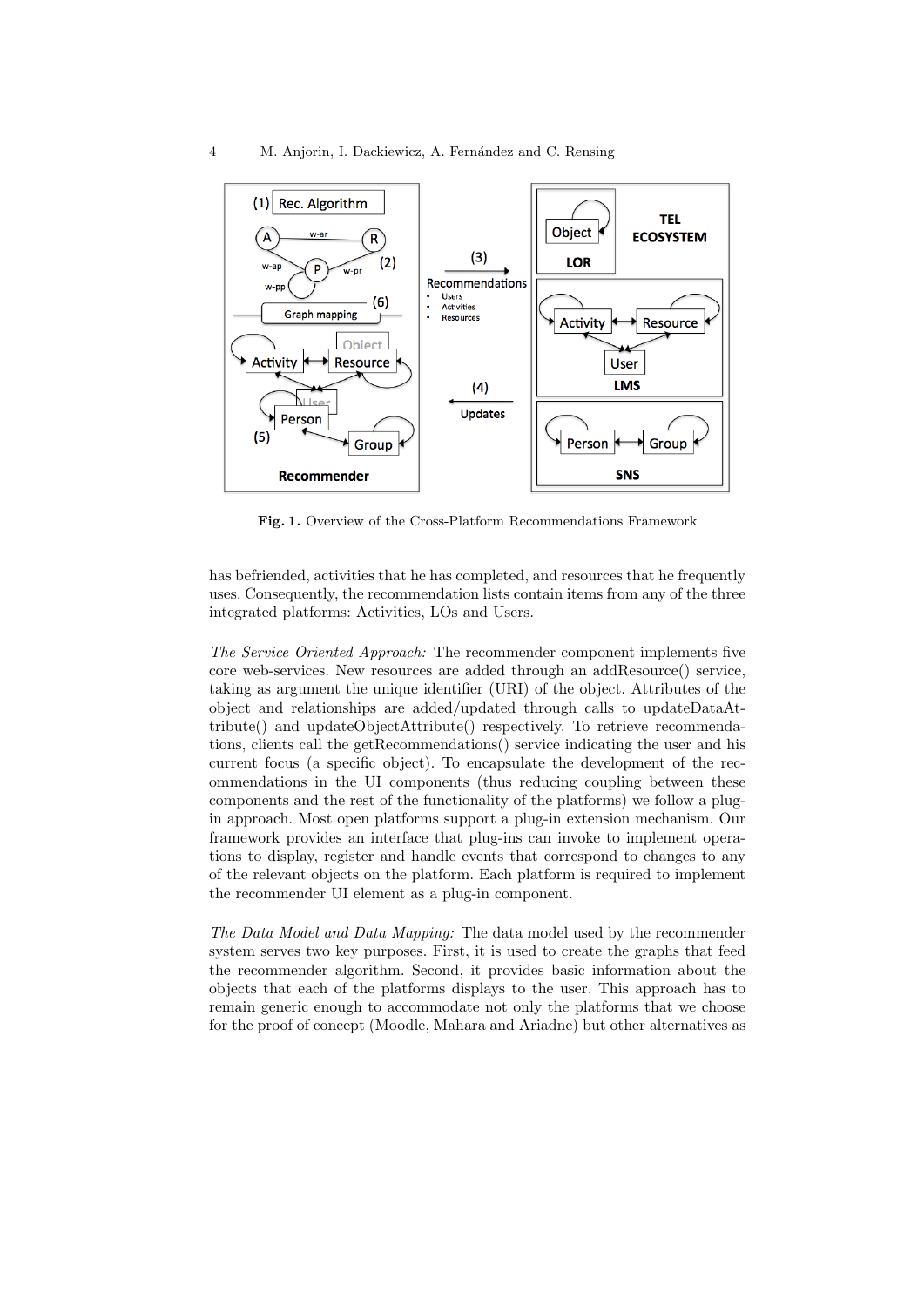Fig. 1. Overview of the Cross-Platform Recommendations Framework

has befriended, activities that he has completed, and resources that he frequently uses. Consequently, the recommendation lists contain items from any of the three integrated platforms: Activities, LOs and Users.

*The Service Oriented Approach:* The recommender component implements five core web-services. New resources are added through an addResource() service, taking as argument the unique identifier (URI) of the object. Attributes of the object and relationships are added/updated through calls to updateDataAttribute() and updateObjectAttribute() respectively. To retrieve recommendations, clients call the getRecommendations() service indicating the user and his current focus (a specific object). To encapsulate the development of the recommendations in the UI components (thus reducing coupling between these components and the rest of the functionality of the platforms) we follow a plug-in approach. Most open platforms support a plug-in extension mechanism. Our framework provides an interface that plug-ins can invoke to implement operations to display, register and handle events that correspond to changes to any of the relevant objects on the platform. Each platform is required to implement the recommender UI element as a plug-in component.

*The Data Model and Data Mapping:* The data model used by the recommender system serves two key purposes. First, it is used to create the graphs that feed the recommender algorithm. Second, it provides basic information about the objects that each of the platforms displays to the user. This approach has to remain generic enough to accommodate not only the platforms that we choose for the proof of concept (Moodle, Mahara and Ariadne) but other alternatives as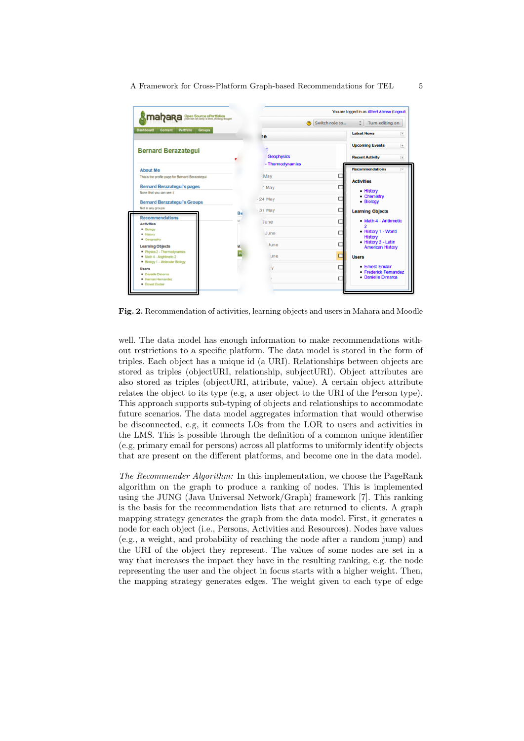Fig. 2. Recommendation of activities, learning objects and users in Mahara and Moodle

well. The data model has enough information to make recommendations without restrictions to a specific platform. The data model is stored in the form of triples. Each object has a unique id (a URI). Relationships between objects are stored as triples (objectURI, relationship, subjectURI). Object attributes are also stored as triples (objectURI, attribute, value). A certain object attribute relates the object to its type (e.g, a user object to the URI of the Person type). This approach supports sub-typing of objects and relationships to accommodate future scenarios. The data model aggregates information that would otherwise be disconnected, e.g, it connects LOs from the LOR to users and activities in the LMS. This is possible through the definition of a common unique identifier (e.g, primary email for persons) across all platforms to uniformly identify objects that are present on the different platforms, and become one in the data model.

*The Recommender Algorithm:* In this implementation, we choose the PageRank algorithm on the graph to produce a ranking of nodes. This is implemented using the JUNG (Java Universal Network/Graph) framework [7]. This ranking is the basis for the recommendation lists that are returned to clients. A graph mapping strategy generates the graph from the data model. First, it generates a node for each object (i.e., Persons, Activities and Resources). Nodes have values (e.g., a weight, and probability of reaching the node after a random jump) and the URI of the object they represent. The values of some nodes are set in a way that increases the impact they have in the resulting ranking, e.g. the node representing the user and the object in focus starts with a higher weight. Then, the mapping strategy generates edges. The weight given to each type of edge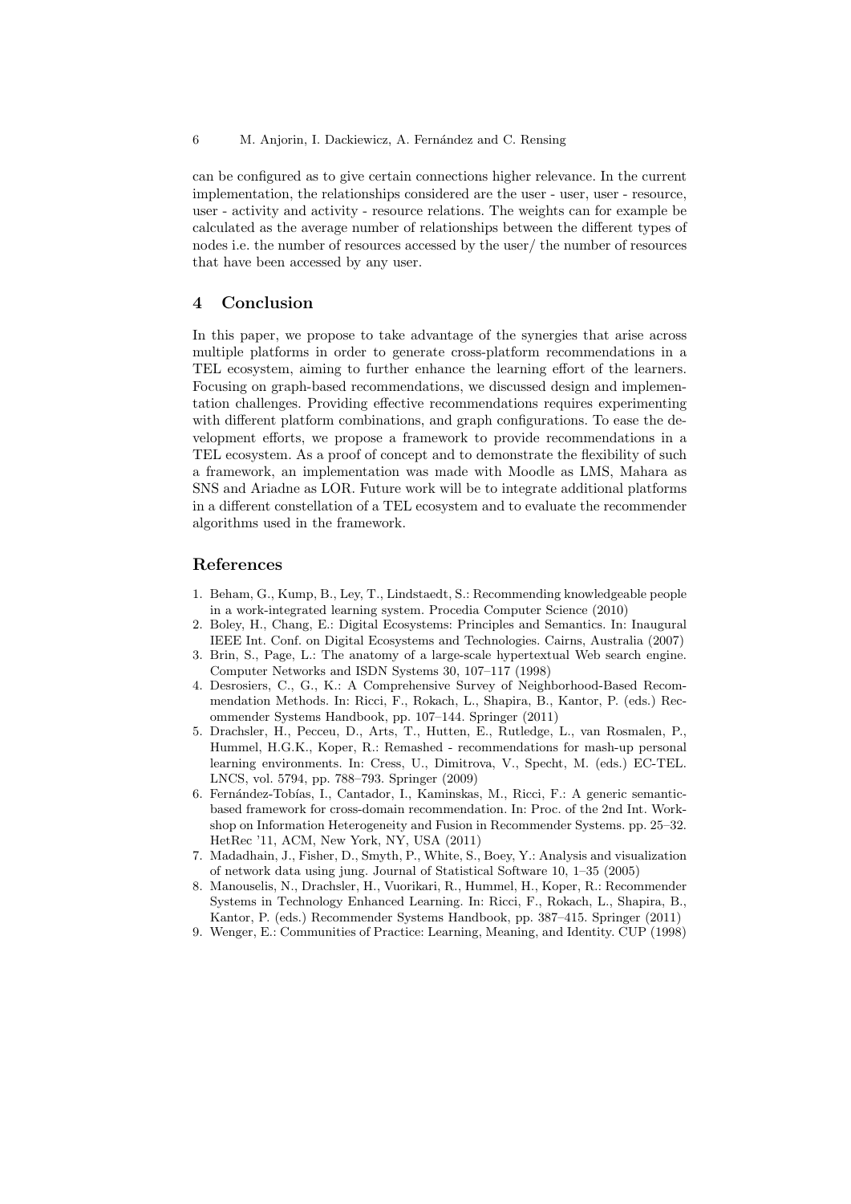can be configured as to give certain connections higher relevance. In the current implementation, the relationships considered are the user - user, user - resource, user - activity and activity - resource relations. The weights can for example be calculated as the average number of relationships between the different types of nodes i.e. the number of resources accessed by the user/ the number of resources that have been accessed by any user.

## 4 Conclusion

In this paper, we propose to take advantage of the synergies that arise across multiple platforms in order to generate cross-platform recommendations in a TEL ecosystem, aiming to further enhance the learning effort of the learners. Focusing on graph-based recommendations, we discussed design and implementation challenges. Providing effective recommendations requires experimenting with different platform combinations, and graph configurations. To ease the development efforts, we propose a framework to provide recommendations in a TEL ecosystem. As a proof of concept and to demonstrate the flexibility of such a framework, an implementation was made with Moodle as LMS, Mahara as SNS and Ariadne as LOR. Future work will be to integrate additional platforms in a different constellation of a TEL ecosystem and to evaluate the recommender algorithms used in the framework.

## References

1. Beham, G., Kump, B., Ley, T., Lindstaedt, S.: Recommending knowledgeable people in a work-integrated learning system. Procedia Computer Science (2010)
2. Boley, H., Chang, E.: Digital Ecosystems: Principles and Semantics. In: Inaugural IEEE Int. Conf. on Digital Ecosystems and Technologies. Cairns, Australia (2007)
3. Brin, S., Page, L.: The anatomy of a large-scale hypertextual Web search engine. Computer Networks and ISDN Systems 30, 107–117 (1998)
4. Desrosiers, C., G., K.: A Comprehensive Survey of Neighborhood-Based Recommendation Methods. In: Ricci, F., Rokach, L., Shapira, B., Kantor, P. (eds.) Recommender Systems Handbook, pp. 107–144. Springer (2011)
5. Drachsler, H., Pecceu, D., Arts, T., Hutten, E., Rutledge, L., van Rosmalen, P., Hummel, H.G.K., Koper, R.: Remashed - recommendations for mash-up personal learning environments. In: Cress, U., Dimitrova, V., Specht, M. (eds.) EC-TEL. LNCS, vol. 5794, pp. 788–793. Springer (2009)
6. Fernández-Tobías, I., Cantador, I., Kaminskas, M., Ricci, F.: A generic semantic-based framework for cross-domain recommendation. In: Proc. of the 2nd Int. Workshop on Information Heterogeneity and Fusion in Recommender Systems. pp. 25–32. HetRec '11, ACM, New York, NY, USA (2011)
7. Madadhain, J., Fisher, D., Smyth, P., White, S., Boey, Y.: Analysis and visualization of network data using jung. Journal of Statistical Software 10, 1–35 (2005)
8. Manouselis, N., Drachsler, H., Vuorikari, R., Hummel, H., Koper, R.: Recommender Systems in Technology Enhanced Learning. In: Ricci, F., Rokach, L., Shapira, B., Kantor, P. (eds.) Recommender Systems Handbook, pp. 387–415. Springer (2011)
9. Wenger, E.: Communities of Practice: Learning, Meaning, and Identity. CUP (1998)